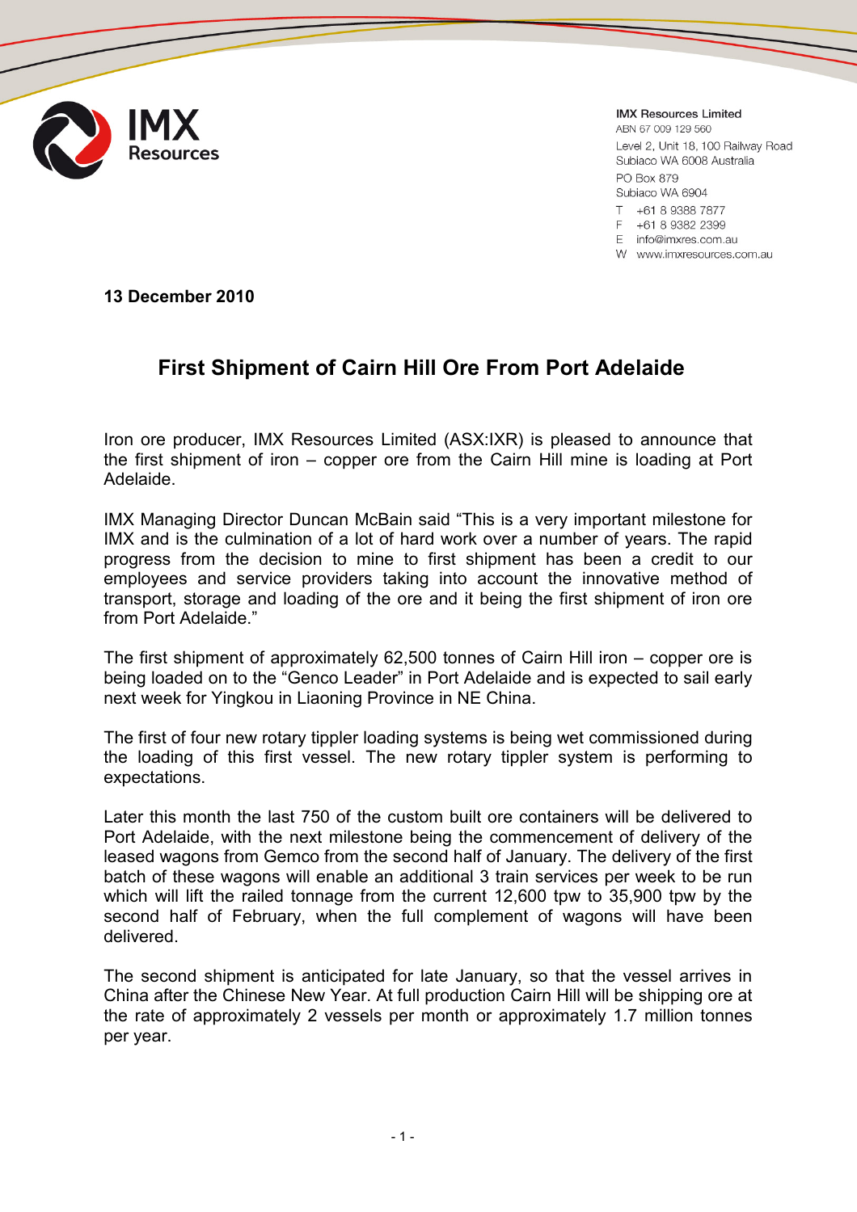**IMX Resources Limited**
ABN 67 009 129 560
Level 2, Unit 18, 100 Railway Road
Subiaco WA 6008 Australia
PO Box 879
Subiaco WA 6904
T +61 8 9388 7877
F +61 8 9382 2399
E info@imxres.com.au
W www.imxresources.com.au

**13 December 2010**

# First Shipment of Cairn Hill Ore From Port Adelaide

Iron ore producer, IMX Resources Limited (ASX:IXR) is pleased to announce that the first shipment of iron – copper ore from the Cairn Hill mine is loading at Port Adelaide.

IMX Managing Director Duncan McBain said "This is a very important milestone for IMX and is the culmination of a lot of hard work over a number of years. The rapid progress from the decision to mine to first shipment has been a credit to our employees and service providers taking into account the innovative method of transport, storage and loading of the ore and it being the first shipment of iron ore from Port Adelaide."

The first shipment of approximately 62,500 tonnes of Cairn Hill iron – copper ore is being loaded on to the "Genco Leader" in Port Adelaide and is expected to sail early next week for Yingkou in Liaoning Province in NE China.

The first of four new rotary tippler loading systems is being wet commissioned during the loading of this first vessel. The new rotary tippler system is performing to expectations.

Later this month the last 750 of the custom built ore containers will be delivered to Port Adelaide, with the next milestone being the commencement of delivery of the leased wagons from Gemco from the second half of January. The delivery of the first batch of these wagons will enable an additional 3 train services per week to be run which will lift the railed tonnage from the current 12,600 tpw to 35,900 tpw by the second half of February, when the full complement of wagons will have been delivered.

The second shipment is anticipated for late January, so that the vessel arrives in China after the Chinese New Year. At full production Cairn Hill will be shipping ore at the rate of approximately 2 vessels per month or approximately 1.7 million tonnes per year.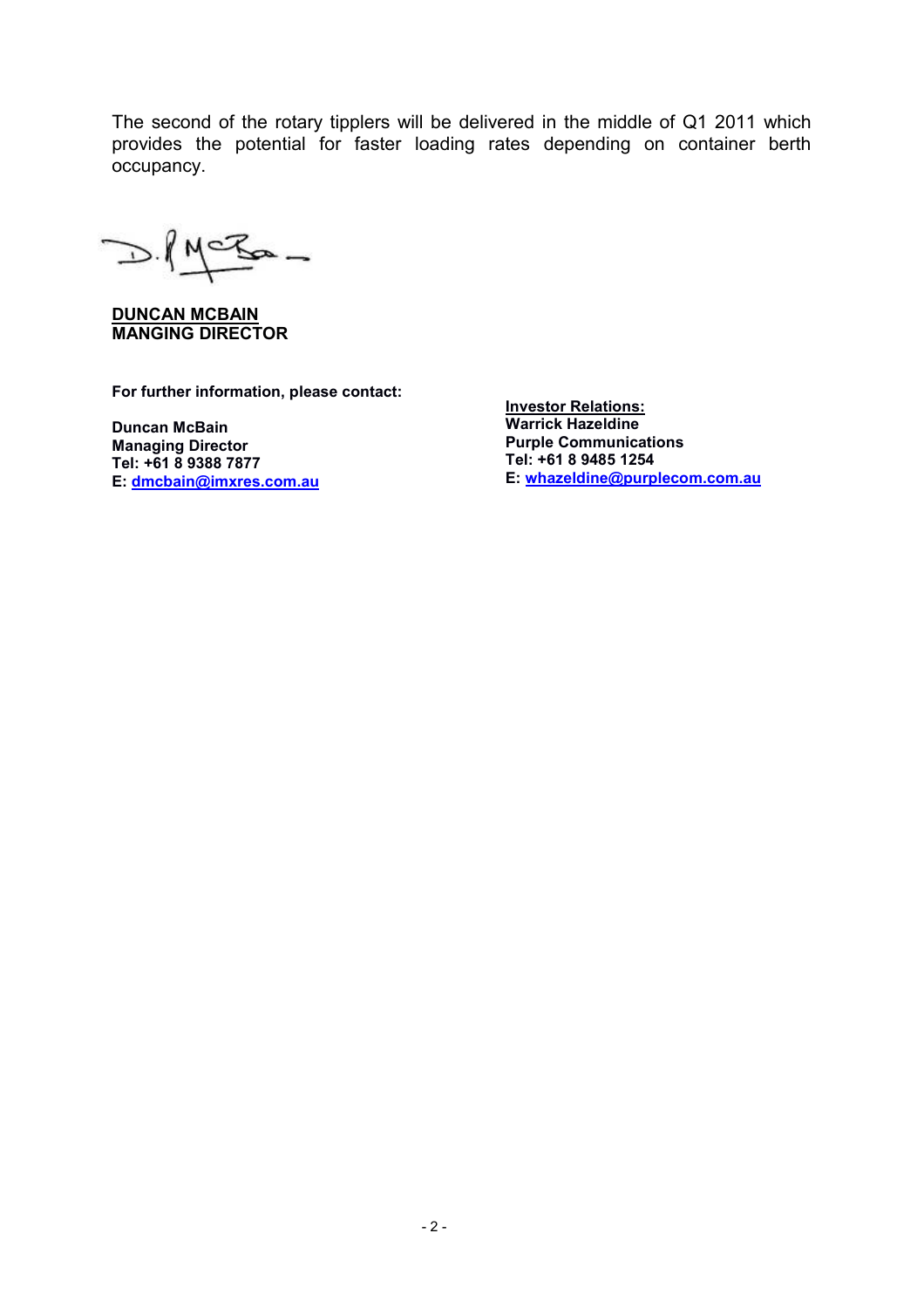The second of the rotary tipplers will be delivered in the middle of Q1 2011 which provides the potential for faster loading rates depending on container berth occupancy.

**DUNCAN MCBAIN**
**MANGING DIRECTOR**

**For further information, please contact:**

**Duncan McBain**
**Managing Director**
**Tel: +61 8 9388 7877**
**E: dmcbain@imxres.com.au**

**Investor Relations:**
**Warrick Hazeldine**
**Purple Communications**
**Tel: +61 8 9485 1254**
**E: whazeldine@purplecom.com.au**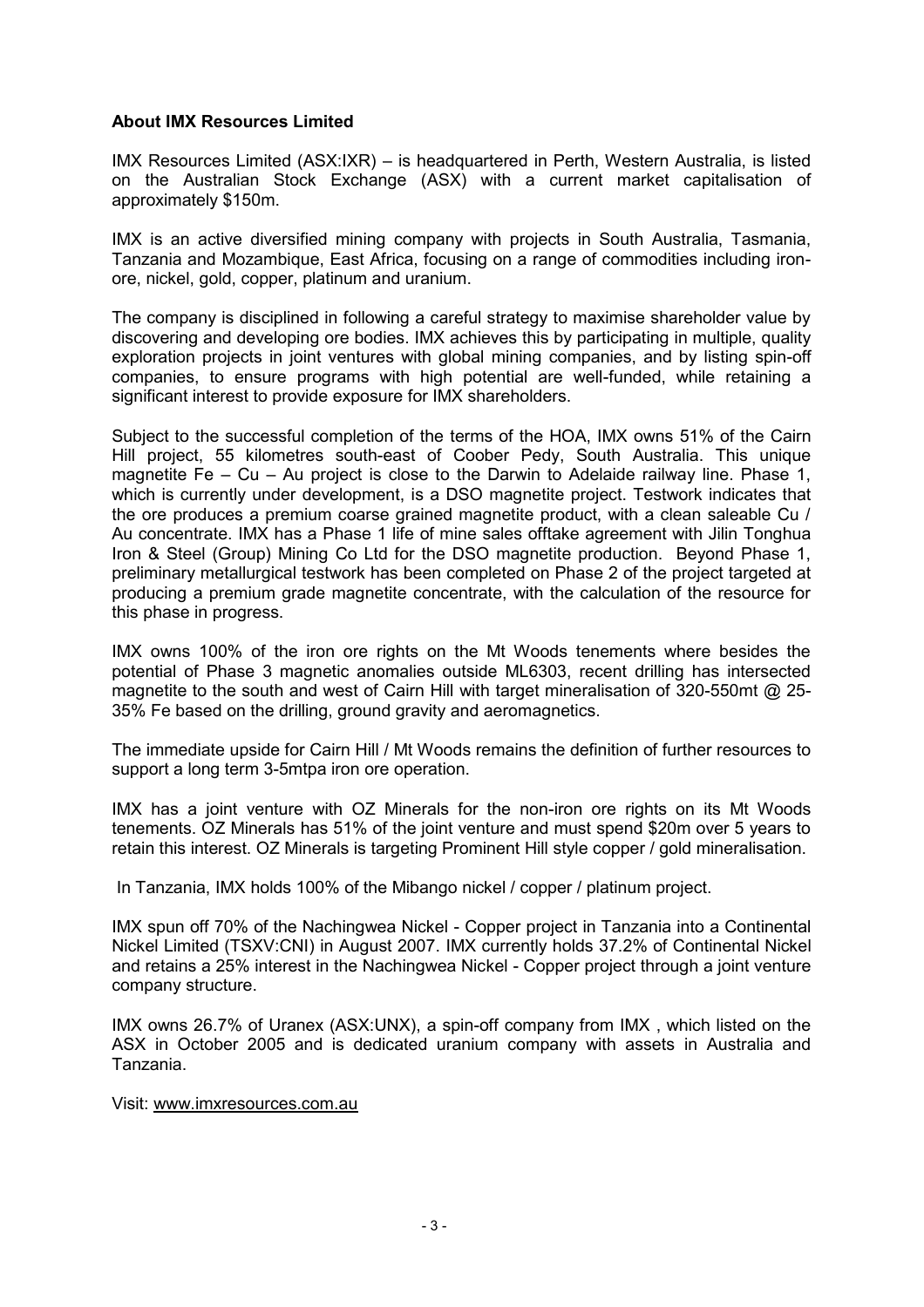**About IMX Resources Limited**

IMX Resources Limited (ASX:IXR) – is headquartered in Perth, Western Australia, is listed on the Australian Stock Exchange (ASX) with a current market capitalisation of approximately $150m.

IMX is an active diversified mining company with projects in South Australia, Tasmania, Tanzania and Mozambique, East Africa, focusing on a range of commodities including iron-ore, nickel, gold, copper, platinum and uranium.

The company is disciplined in following a careful strategy to maximise shareholder value by discovering and developing ore bodies. IMX achieves this by participating in multiple, quality exploration projects in joint ventures with global mining companies, and by listing spin-off companies, to ensure programs with high potential are well-funded, while retaining a significant interest to provide exposure for IMX shareholders.

Subject to the successful completion of the terms of the HOA, IMX owns 51% of the Cairn Hill project, 55 kilometres south-east of Coober Pedy, South Australia. This unique magnetite Fe – Cu – Au project is close to the Darwin to Adelaide railway line. Phase 1, which is currently under development, is a DSO magnetite project. Testwork indicates that the ore produces a premium coarse grained magnetite product, with a clean saleable Cu / Au concentrate. IMX has a Phase 1 life of mine sales offtake agreement with Jilin Tonghua Iron & Steel (Group) Mining Co Ltd for the DSO magnetite production. Beyond Phase 1, preliminary metallurgical testwork has been completed on Phase 2 of the project targeted at producing a premium grade magnetite concentrate, with the calculation of the resource for this phase in progress.

IMX owns 100% of the iron ore rights on the Mt Woods tenements where besides the potential of Phase 3 magnetic anomalies outside ML6303, recent drilling has intersected magnetite to the south and west of Cairn Hill with target mineralisation of 320-550mt @ 25-35% Fe based on the drilling, ground gravity and aeromagnetics.

The immediate upside for Cairn Hill / Mt Woods remains the definition of further resources to support a long term 3-5mtpa iron ore operation.

IMX has a joint venture with OZ Minerals for the non-iron ore rights on its Mt Woods tenements. OZ Minerals has 51% of the joint venture and must spend $20m over 5 years to retain this interest. OZ Minerals is targeting Prominent Hill style copper / gold mineralisation.

In Tanzania, IMX holds 100% of the Mibango nickel / copper / platinum project.

IMX spun off 70% of the Nachingwea Nickel - Copper project in Tanzania into a Continental Nickel Limited (TSXV:CNI) in August 2007. IMX currently holds 37.2% of Continental Nickel and retains a 25% interest in the Nachingwea Nickel - Copper project through a joint venture company structure.

IMX owns 26.7% of Uranex (ASX:UNX), a spin-off company from IMX , which listed on the ASX in October 2005 and is dedicated uranium company with assets in Australia and Tanzania.

Visit: www.imxresources.com.au